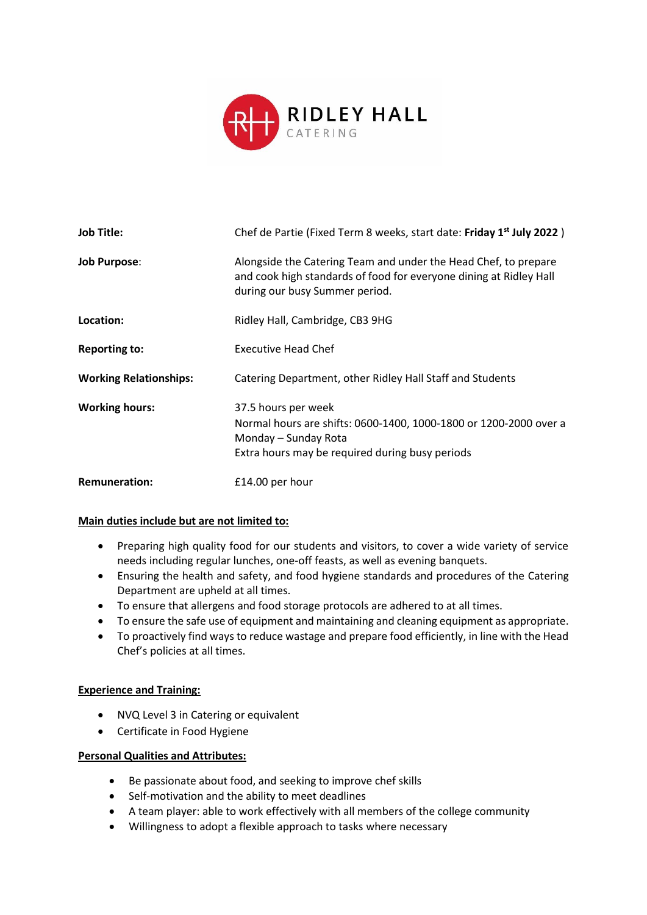RIDLEY HALL
CATERING

| | |
|---|---|
| **Job Title:** | Chef de Partie (Fixed Term 8 weeks, start date: **Friday 1st July 2022** ) |
| **Job Purpose**: | Alongside the Catering Team and under the Head Chef, to prepare and cook high standards of food for everyone dining at Ridley Hall during our busy Summer period. |
| **Location:** | Ridley Hall, Cambridge, CB3 9HG |
| **Reporting to:** | Executive Head Chef |
| **Working Relationships:** | Catering Department, other Ridley Hall Staff and Students |
| **Working hours:** | 37.5 hours per week<br>Normal hours are shifts: 0600-1400, 1000-1800 or 1200-2000 over a Monday – Sunday Rota<br>Extra hours may be required during busy periods |
| **Remuneration:** | £14.00 per hour |

**Main duties include but are not limited to:**

- Preparing high quality food for our students and visitors, to cover a wide variety of service needs including regular lunches, one-off feasts, as well as evening banquets.
- Ensuring the health and safety, and food hygiene standards and procedures of the Catering Department are upheld at all times.
- To ensure that allergens and food storage protocols are adhered to at all times.
- To ensure the safe use of equipment and maintaining and cleaning equipment as appropriate.
- To proactively find ways to reduce wastage and prepare food efficiently, in line with the Head Chef's policies at all times.

**Experience and Training:**

- NVQ Level 3 in Catering or equivalent
- Certificate in Food Hygiene

**Personal Qualities and Attributes:**

- Be passionate about food, and seeking to improve chef skills
- Self-motivation and the ability to meet deadlines
- A team player: able to work effectively with all members of the college community
- Willingness to adopt a flexible approach to tasks where necessary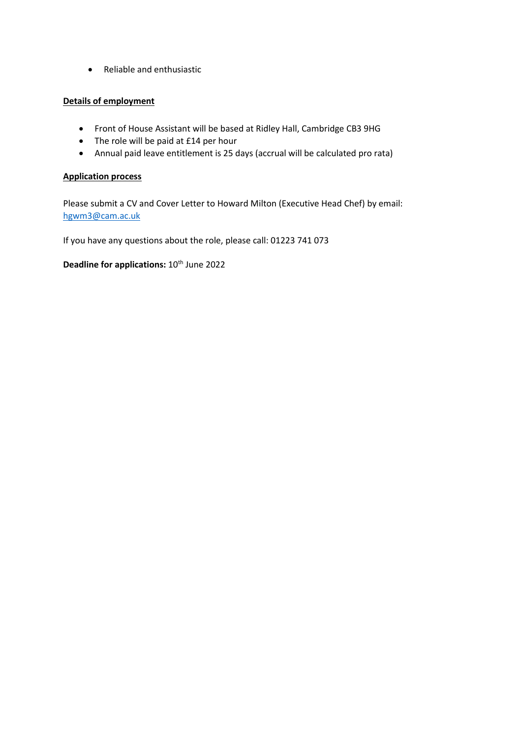- Reliable and enthusiastic

**Details of employment**

- Front of House Assistant will be based at Ridley Hall, Cambridge CB3 9HG
- The role will be paid at £14 per hour
- Annual paid leave entitlement is 25 days (accrual will be calculated pro rata)

**Application process**

Please submit a CV and Cover Letter to Howard Milton (Executive Head Chef) by email: hgwm3@cam.ac.uk

If you have any questions about the role, please call: 01223 741 073

**Deadline for applications:** 10th June 2022